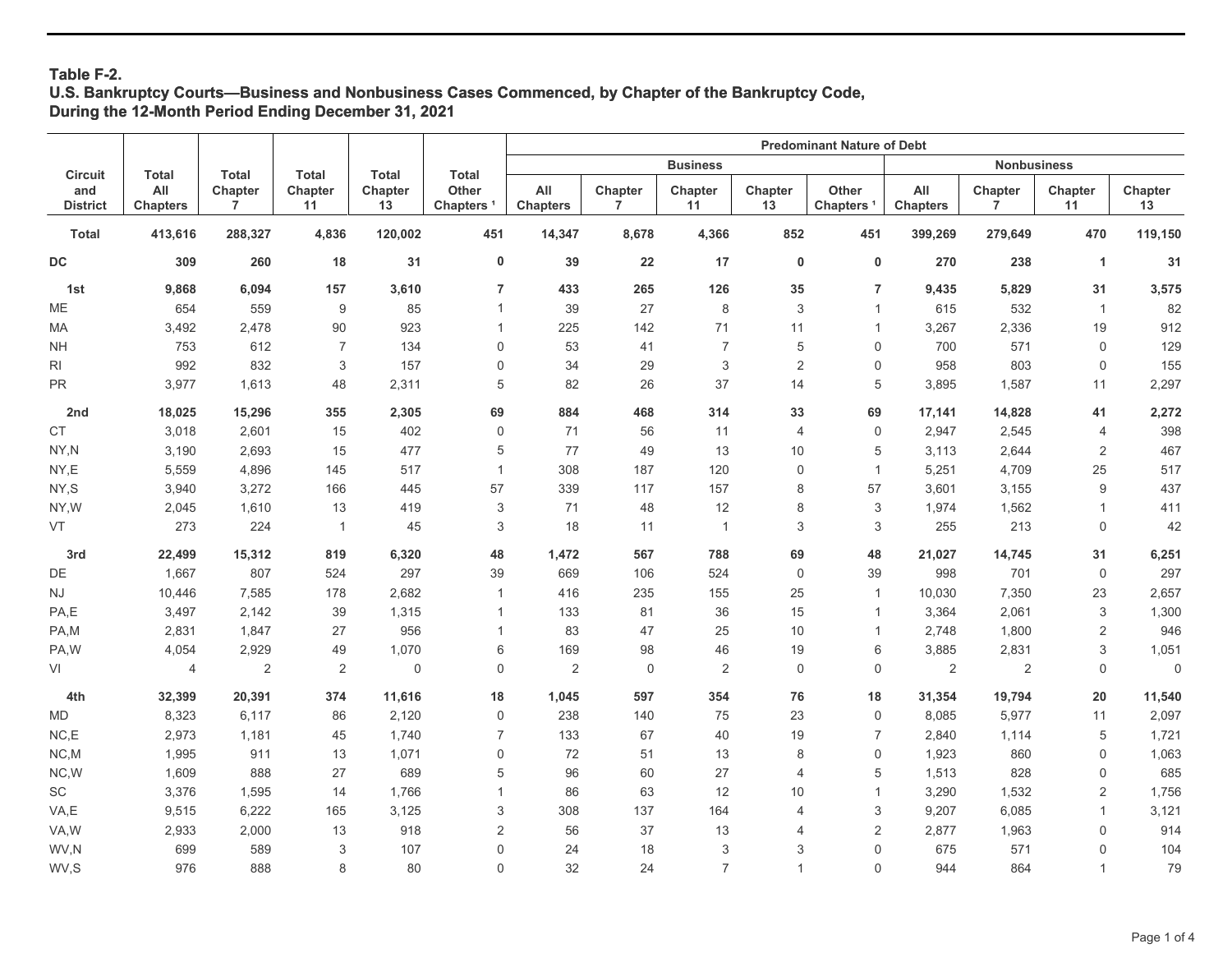## Table F-2.
## U.S. Bankruptcy Courts—Business and Nonbusiness Cases Commenced, by Chapter of the Bankruptcy Code, During the 12-Month Period Ending December 31, 2021

| Circuit and District | Total All Chapters | Total Chapter 7 | Total Chapter 11 | Total Chapter 13 | Total Other Chapters [1] | Predominant Nature of Debt | | | | | | | | |
|---|---|---|---|---|---|---|---|---|---|---|---|---|---|---|
| | | | | | | Business | | | | | Nonbusiness | | | |
| | | | | | | All Chapters | Chapter 7 | Chapter 11 | Chapter 13 | Other Chapters [1] | All Chapters | Chapter 7 | Chapter 11 | Chapter 13 |
| **Total** | **413,616** | **288,327** | **4,836** | **120,002** | **451** | **14,347** | **8,678** | **4,366** | **852** | **451** | **399,269** | **279,649** | **470** | **119,150** |
| **DC** | **309** | **260** | **18** | **31** | **0** | **39** | **22** | **17** | **0** | **0** | **270** | **238** | **1** | **31** |
| **1st** | **9,868** | **6,094** | **157** | **3,610** | **7** | **433** | **265** | **126** | **35** | **7** | **9,435** | **5,829** | **31** | **3,575** |
| ME | 654 | 559 | 9 | 85 | 1 | 39 | 27 | 8 | 3 | 1 | 615 | 532 | 1 | 82 |
| MA | 3,492 | 2,478 | 90 | 923 | 1 | 225 | 142 | 71 | 11 | 1 | 3,267 | 2,336 | 19 | 912 |
| NH | 753 | 612 | 7 | 134 | 0 | 53 | 41 | 7 | 5 | 0 | 700 | 571 | 0 | 129 |
| RI | 992 | 832 | 3 | 157 | 0 | 34 | 29 | 3 | 2 | 0 | 958 | 803 | 0 | 155 |
| PR | 3,977 | 1,613 | 48 | 2,311 | 5 | 82 | 26 | 37 | 14 | 5 | 3,895 | 1,587 | 11 | 2,297 |
| **2nd** | **18,025** | **15,296** | **355** | **2,305** | **69** | **884** | **468** | **314** | **33** | **69** | **17,141** | **14,828** | **41** | **2,272** |
| CT | 3,018 | 2,601 | 15 | 402 | 0 | 71 | 56 | 11 | 4 | 0 | 2,947 | 2,545 | 4 | 398 |
| NY,N | 3,190 | 2,693 | 15 | 477 | 5 | 77 | 49 | 13 | 10 | 5 | 3,113 | 2,644 | 2 | 467 |
| NY,E | 5,559 | 4,896 | 145 | 517 | 1 | 308 | 187 | 120 | 0 | 1 | 5,251 | 4,709 | 25 | 517 |
| NY,S | 3,940 | 3,272 | 166 | 445 | 57 | 339 | 117 | 157 | 8 | 57 | 3,601 | 3,155 | 9 | 437 |
| NY,W | 2,045 | 1,610 | 13 | 419 | 3 | 71 | 48 | 12 | 8 | 3 | 1,974 | 1,562 | 1 | 411 |
| VT | 273 | 224 | 1 | 45 | 3 | 18 | 11 | 1 | 3 | 3 | 255 | 213 | 0 | 42 |
| **3rd** | **22,499** | **15,312** | **819** | **6,320** | **48** | **1,472** | **567** | **788** | **69** | **48** | **21,027** | **14,745** | **31** | **6,251** |
| DE | 1,667 | 807 | 524 | 297 | 39 | 669 | 106 | 524 | 0 | 39 | 998 | 701 | 0 | 297 |
| NJ | 10,446 | 7,585 | 178 | 2,682 | 1 | 416 | 235 | 155 | 25 | 1 | 10,030 | 7,350 | 23 | 2,657 |
| PA,E | 3,497 | 2,142 | 39 | 1,315 | 1 | 133 | 81 | 36 | 15 | 1 | 3,364 | 2,061 | 3 | 1,300 |
| PA,M | 2,831 | 1,847 | 27 | 956 | 1 | 83 | 47 | 25 | 10 | 1 | 2,748 | 1,800 | 2 | 946 |
| PA,W | 4,054 | 2,929 | 49 | 1,070 | 6 | 169 | 98 | 46 | 19 | 6 | 3,885 | 2,831 | 3 | 1,051 |
| VI | 4 | 2 | 2 | 0 | 0 | 2 | 0 | 2 | 0 | 0 | 2 | 2 | 0 | 0 |
| **4th** | **32,399** | **20,391** | **374** | **11,616** | **18** | **1,045** | **597** | **354** | **76** | **18** | **31,354** | **19,794** | **20** | **11,540** |
| MD | 8,323 | 6,117 | 86 | 2,120 | 0 | 238 | 140 | 75 | 23 | 0 | 8,085 | 5,977 | 11 | 2,097 |
| NC,E | 2,973 | 1,181 | 45 | 1,740 | 7 | 133 | 67 | 40 | 19 | 7 | 2,840 | 1,114 | 5 | 1,721 |
| NC,M | 1,995 | 911 | 13 | 1,071 | 0 | 72 | 51 | 13 | 8 | 0 | 1,923 | 860 | 0 | 1,063 |
| NC,W | 1,609 | 888 | 27 | 689 | 5 | 96 | 60 | 27 | 4 | 5 | 1,513 | 828 | 0 | 685 |
| SC | 3,376 | 1,595 | 14 | 1,766 | 1 | 86 | 63 | 12 | 10 | 1 | 3,290 | 1,532 | 2 | 1,756 |
| VA,E | 9,515 | 6,222 | 165 | 3,125 | 3 | 308 | 137 | 164 | 4 | 3 | 9,207 | 6,085 | 1 | 3,121 |
| VA,W | 2,933 | 2,000 | 13 | 918 | 2 | 56 | 37 | 13 | 4 | 2 | 2,877 | 1,963 | 0 | 914 |
| WV,N | 699 | 589 | 3 | 107 | 0 | 24 | 18 | 3 | 3 | 0 | 675 | 571 | 0 | 104 |
| WV,S | 976 | 888 | 8 | 80 | 0 | 32 | 24 | 7 | 1 | 0 | 944 | 864 | 1 | 79 |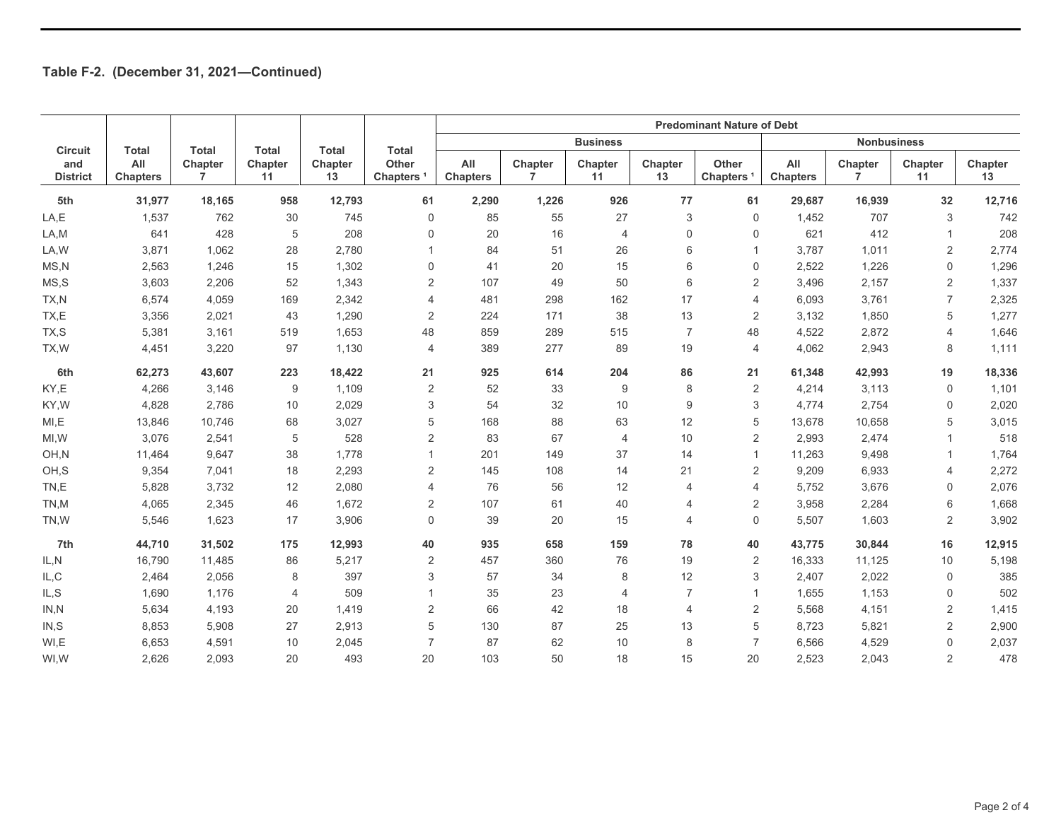**Table F-2. (December 31, 2021—Continued)**

| Circuit and District | Total All Chapters | Total Chapter 7 | Total Chapter 11 | Total Chapter 13 | Total Other Chapters [1] | Predominant Nature of Debt | | | | | | | | |
|---|---|---|---|---|---|---|---|---|---|---|---|---|---|---|
| | | | | | | Business | | | | | Nonbusiness | | | |
| | | | | | | All Chapters | Chapter 7 | Chapter 11 | Chapter 13 | Other Chapters [1] | All Chapters | Chapter 7 | Chapter 11 | Chapter 13 |
| **5th** | **31,977** | **18,165** | **958** | **12,793** | **61** | **2,290** | **1,226** | **926** | **77** | **61** | **29,687** | **16,939** | **32** | **12,716** |
| LA,E | 1,537 | 762 | 30 | 745 | 0 | 85 | 55 | 27 | 3 | 0 | 1,452 | 707 | 3 | 742 |
| LA,M | 641 | 428 | 5 | 208 | 0 | 20 | 16 | 4 | 0 | 0 | 621 | 412 | 1 | 208 |
| LA,W | 3,871 | 1,062 | 28 | 2,780 | 1 | 84 | 51 | 26 | 6 | 1 | 3,787 | 1,011 | 2 | 2,774 |
| MS,N | 2,563 | 1,246 | 15 | 1,302 | 0 | 41 | 20 | 15 | 6 | 0 | 2,522 | 1,226 | 0 | 1,296 |
| MS,S | 3,603 | 2,206 | 52 | 1,343 | 2 | 107 | 49 | 50 | 6 | 2 | 3,496 | 2,157 | 2 | 1,337 |
| TX,N | 6,574 | 4,059 | 169 | 2,342 | 4 | 481 | 298 | 162 | 17 | 4 | 6,093 | 3,761 | 7 | 2,325 |
| TX,E | 3,356 | 2,021 | 43 | 1,290 | 2 | 224 | 171 | 38 | 13 | 2 | 3,132 | 1,850 | 5 | 1,277 |
| TX,S | 5,381 | 3,161 | 519 | 1,653 | 48 | 859 | 289 | 515 | 7 | 48 | 4,522 | 2,872 | 4 | 1,646 |
| TX,W | 4,451 | 3,220 | 97 | 1,130 | 4 | 389 | 277 | 89 | 19 | 4 | 4,062 | 2,943 | 8 | 1,111 |
| **6th** | **62,273** | **43,607** | **223** | **18,422** | **21** | **925** | **614** | **204** | **86** | **21** | **61,348** | **42,993** | **19** | **18,336** |
| KY,E | 4,266 | 3,146 | 9 | 1,109 | 2 | 52 | 33 | 9 | 8 | 2 | 4,214 | 3,113 | 0 | 1,101 |
| KY,W | 4,828 | 2,786 | 10 | 2,029 | 3 | 54 | 32 | 10 | 9 | 3 | 4,774 | 2,754 | 0 | 2,020 |
| MI,E | 13,846 | 10,746 | 68 | 3,027 | 5 | 168 | 88 | 63 | 12 | 5 | 13,678 | 10,658 | 5 | 3,015 |
| MI,W | 3,076 | 2,541 | 5 | 528 | 2 | 83 | 67 | 4 | 10 | 2 | 2,993 | 2,474 | 1 | 518 |
| OH,N | 11,464 | 9,647 | 38 | 1,778 | 1 | 201 | 149 | 37 | 14 | 1 | 11,263 | 9,498 | 1 | 1,764 |
| OH,S | 9,354 | 7,041 | 18 | 2,293 | 2 | 145 | 108 | 14 | 21 | 2 | 9,209 | 6,933 | 4 | 2,272 |
| TN,E | 5,828 | 3,732 | 12 | 2,080 | 4 | 76 | 56 | 12 | 4 | 4 | 5,752 | 3,676 | 0 | 2,076 |
| TN,M | 4,065 | 2,345 | 46 | 1,672 | 2 | 107 | 61 | 40 | 4 | 2 | 3,958 | 2,284 | 6 | 1,668 |
| TN,W | 5,546 | 1,623 | 17 | 3,906 | 0 | 39 | 20 | 15 | 4 | 0 | 5,507 | 1,603 | 2 | 3,902 |
| **7th** | **44,710** | **31,502** | **175** | **12,993** | **40** | **935** | **658** | **159** | **78** | **40** | **43,775** | **30,844** | **16** | **12,915** |
| IL,N | 16,790 | 11,485 | 86 | 5,217 | 2 | 457 | 360 | 76 | 19 | 2 | 16,333 | 11,125 | 10 | 5,198 |
| IL,C | 2,464 | 2,056 | 8 | 397 | 3 | 57 | 34 | 8 | 12 | 3 | 2,407 | 2,022 | 0 | 385 |
| IL,S | 1,690 | 1,176 | 4 | 509 | 1 | 35 | 23 | 4 | 7 | 1 | 1,655 | 1,153 | 0 | 502 |
| IN,N | 5,634 | 4,193 | 20 | 1,419 | 2 | 66 | 42 | 18 | 4 | 2 | 5,568 | 4,151 | 2 | 1,415 |
| IN,S | 8,853 | 5,908 | 27 | 2,913 | 5 | 130 | 87 | 25 | 13 | 5 | 8,723 | 5,821 | 2 | 2,900 |
| WI,E | 6,653 | 4,591 | 10 | 2,045 | 7 | 87 | 62 | 10 | 8 | 7 | 6,566 | 4,529 | 0 | 2,037 |
| WI,W | 2,626 | 2,093 | 20 | 493 | 20 | 103 | 50 | 18 | 15 | 20 | 2,523 | 2,043 | 2 | 478 |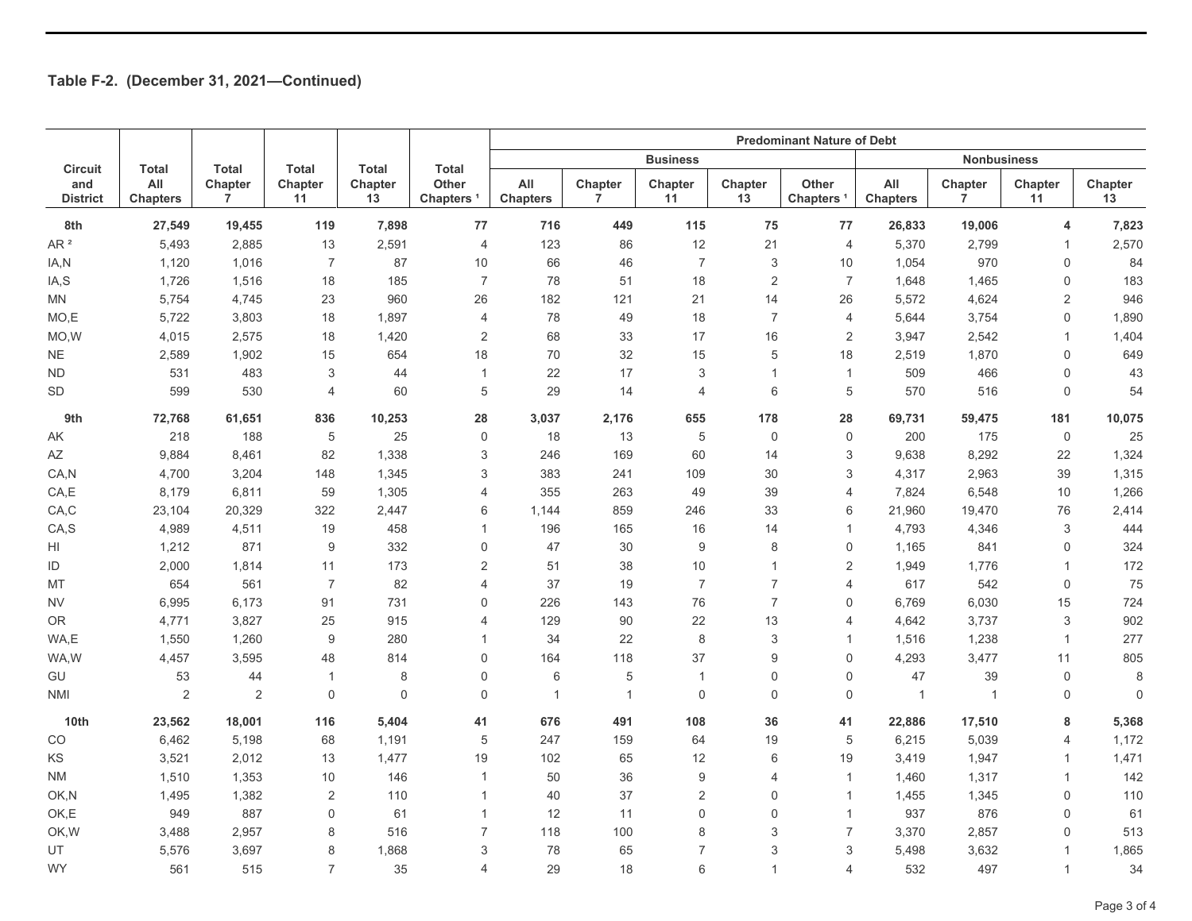## Table F-2. (December 31, 2021—Continued)

| Circuit and District | Total All Chapters | Total Chapter 7 | Total Chapter 11 | Total Chapter 13 | Total Other Chapters [1] | Predominant Nature of Debt | | | | | | | | |
|---|---|---|---|---|---|---|---|---|---|---|---|---|---|---|
| | | | | | | Business | | | | | Nonbusiness | | | |
| | | | | | | All Chapters | Chapter 7 | Chapter 11 | Chapter 13 | Other Chapters [1] | All Chapters | Chapter 7 | Chapter 11 | Chapter 13 |
| **8th** | **27,549** | **19,455** | **119** | **7,898** | **77** | **716** | **449** | **115** | **75** | **77** | **26,833** | **19,006** | **4** | **7,823** |
| AR [2] | 5,493 | 2,885 | 13 | 2,591 | 4 | 123 | 86 | 12 | 21 | 4 | 5,370 | 2,799 | 1 | 2,570 |
| IA,N | 1,120 | 1,016 | 7 | 87 | 10 | 66 | 46 | 7 | 3 | 10 | 1,054 | 970 | 0 | 84 |
| IA,S | 1,726 | 1,516 | 18 | 185 | 7 | 78 | 51 | 18 | 2 | 7 | 1,648 | 1,465 | 0 | 183 |
| MN | 5,754 | 4,745 | 23 | 960 | 26 | 182 | 121 | 21 | 14 | 26 | 5,572 | 4,624 | 2 | 946 |
| MO,E | 5,722 | 3,803 | 18 | 1,897 | 4 | 78 | 49 | 18 | 7 | 4 | 5,644 | 3,754 | 0 | 1,890 |
| MO,W | 4,015 | 2,575 | 18 | 1,420 | 2 | 68 | 33 | 17 | 16 | 2 | 3,947 | 2,542 | 1 | 1,404 |
| NE | 2,589 | 1,902 | 15 | 654 | 18 | 70 | 32 | 15 | 5 | 18 | 2,519 | 1,870 | 0 | 649 |
| ND | 531 | 483 | 3 | 44 | 1 | 22 | 17 | 3 | 1 | 1 | 509 | 466 | 0 | 43 |
| SD | 599 | 530 | 4 | 60 | 5 | 29 | 14 | 4 | 6 | 5 | 570 | 516 | 0 | 54 |
| **9th** | **72,768** | **61,651** | **836** | **10,253** | **28** | **3,037** | **2,176** | **655** | **178** | **28** | **69,731** | **59,475** | **181** | **10,075** |
| AK | 218 | 188 | 5 | 25 | 0 | 18 | 13 | 5 | 0 | 0 | 200 | 175 | 0 | 25 |
| AZ | 9,884 | 8,461 | 82 | 1,338 | 3 | 246 | 169 | 60 | 14 | 3 | 9,638 | 8,292 | 22 | 1,324 |
| CA,N | 4,700 | 3,204 | 148 | 1,345 | 3 | 383 | 241 | 109 | 30 | 3 | 4,317 | 2,963 | 39 | 1,315 |
| CA,E | 8,179 | 6,811 | 59 | 1,305 | 4 | 355 | 263 | 49 | 39 | 4 | 7,824 | 6,548 | 10 | 1,266 |
| CA,C | 23,104 | 20,329 | 322 | 2,447 | 6 | 1,144 | 859 | 246 | 33 | 6 | 21,960 | 19,470 | 76 | 2,414 |
| CA,S | 4,989 | 4,511 | 19 | 458 | 1 | 196 | 165 | 16 | 14 | 1 | 4,793 | 4,346 | 3 | 444 |
| HI | 1,212 | 871 | 9 | 332 | 0 | 47 | 30 | 9 | 8 | 0 | 1,165 | 841 | 0 | 324 |
| ID | 2,000 | 1,814 | 11 | 173 | 2 | 51 | 38 | 10 | 1 | 2 | 1,949 | 1,776 | 1 | 172 |
| MT | 654 | 561 | 7 | 82 | 4 | 37 | 19 | 7 | 7 | 4 | 617 | 542 | 0 | 75 |
| NV | 6,995 | 6,173 | 91 | 731 | 0 | 226 | 143 | 76 | 7 | 0 | 6,769 | 6,030 | 15 | 724 |
| OR | 4,771 | 3,827 | 25 | 915 | 4 | 129 | 90 | 22 | 13 | 4 | 4,642 | 3,737 | 3 | 902 |
| WA,E | 1,550 | 1,260 | 9 | 280 | 1 | 34 | 22 | 8 | 3 | 1 | 1,516 | 1,238 | 1 | 277 |
| WA,W | 4,457 | 3,595 | 48 | 814 | 0 | 164 | 118 | 37 | 9 | 0 | 4,293 | 3,477 | 11 | 805 |
| GU | 53 | 44 | 1 | 8 | 0 | 6 | 5 | 1 | 0 | 0 | 47 | 39 | 0 | 8 |
| NMI | 2 | 2 | 0 | 0 | 0 | 1 | 1 | 0 | 0 | 0 | 1 | 1 | 0 | 0 |
| **10th** | **23,562** | **18,001** | **116** | **5,404** | **41** | **676** | **491** | **108** | **36** | **41** | **22,886** | **17,510** | **8** | **5,368** |
| CO | 6,462 | 5,198 | 68 | 1,191 | 5 | 247 | 159 | 64 | 19 | 5 | 6,215 | 5,039 | 4 | 1,172 |
| KS | 3,521 | 2,012 | 13 | 1,477 | 19 | 102 | 65 | 12 | 6 | 19 | 3,419 | 1,947 | 1 | 1,471 |
| NM | 1,510 | 1,353 | 10 | 146 | 1 | 50 | 36 | 9 | 4 | 1 | 1,460 | 1,317 | 1 | 142 |
| OK,N | 1,495 | 1,382 | 2 | 110 | 1 | 40 | 37 | 2 | 0 | 1 | 1,455 | 1,345 | 0 | 110 |
| OK,E | 949 | 887 | 0 | 61 | 1 | 12 | 11 | 0 | 0 | 1 | 937 | 876 | 0 | 61 |
| OK,W | 3,488 | 2,957 | 8 | 516 | 7 | 118 | 100 | 8 | 3 | 7 | 3,370 | 2,857 | 0 | 513 |
| UT | 5,576 | 3,697 | 8 | 1,868 | 3 | 78 | 65 | 7 | 3 | 3 | 5,498 | 3,632 | 1 | 1,865 |
| WY | 561 | 515 | 7 | 35 | 4 | 29 | 18 | 6 | 1 | 4 | 532 | 497 | 1 | 34 |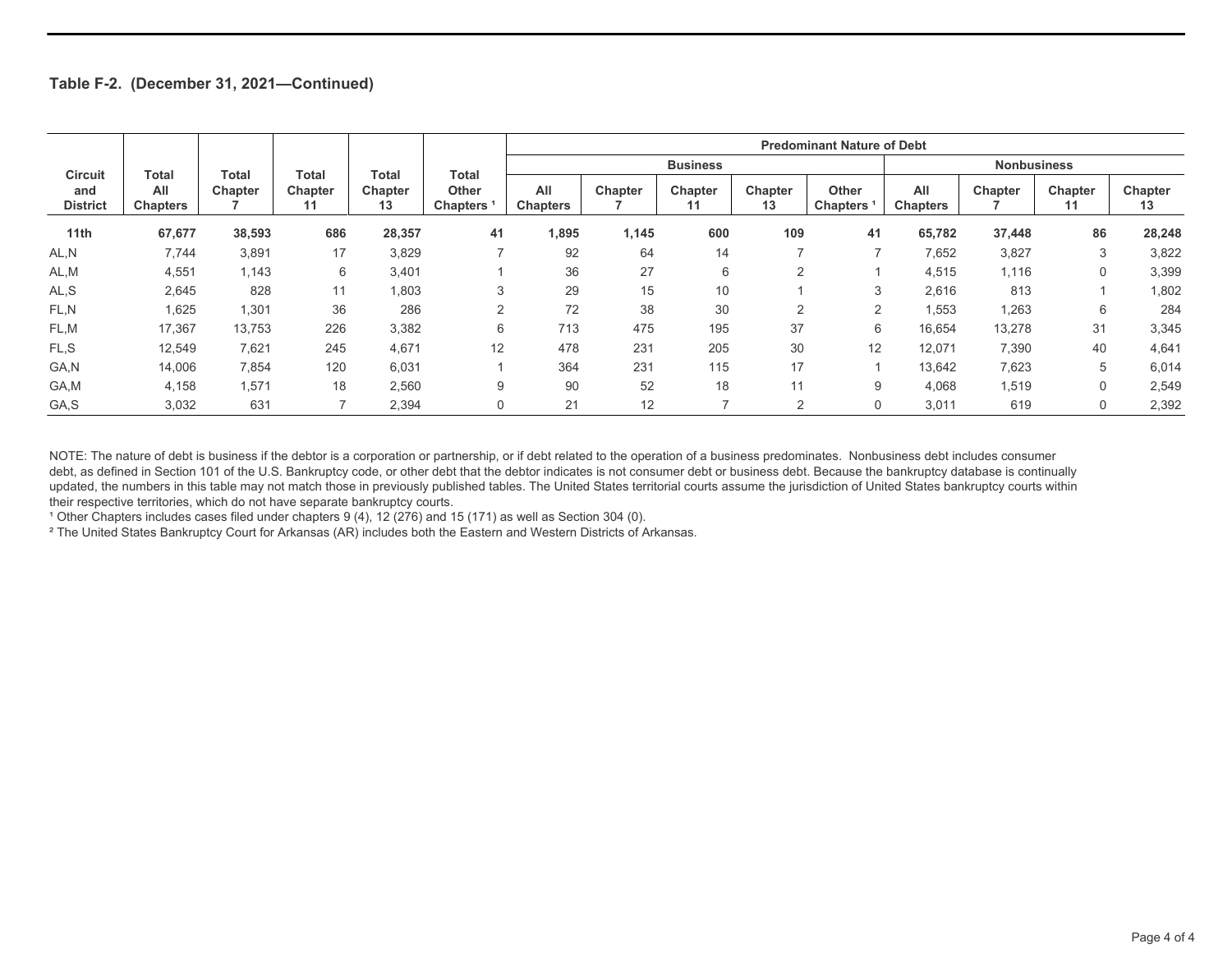### Table F-2. (December 31, 2021—Continued)

| Circuit and District | Total All Chapters | Total Chapter 7 | Total Chapter 11 | Total Chapter 13 | Total Other Chapters [1] | Predominant Nature of Debt | | | | | | | | |
|---|---|---|---|---|---|---|---|---|---|---|---|---|---|---|
| | | | | | | Business | | | | | Nonbusiness | | | |
| | | | | | | All Chapters | Chapter 7 | Chapter 11 | Chapter 13 | Other Chapters [1] | All Chapters | Chapter 7 | Chapter 11 | Chapter 13 |
| **11th** | **67,677** | **38,593** | **686** | **28,357** | **41** | **1,895** | **1,145** | **600** | **109** | **41** | **65,782** | **37,448** | **86** | **28,248** |
| AL,N | 7,744 | 3,891 | 17 | 3,829 | 7 | 92 | 64 | 14 | 7 | 7 | 7,652 | 3,827 | 3 | 3,822 |
| AL,M | 4,551 | 1,143 | 6 | 3,401 | 1 | 36 | 27 | 6 | 2 | 1 | 4,515 | 1,116 | 0 | 3,399 |
| AL,S | 2,645 | 828 | 11 | 1,803 | 3 | 29 | 15 | 10 | 1 | 3 | 2,616 | 813 | 1 | 1,802 |
| FL,N | 1,625 | 1,301 | 36 | 286 | 2 | 72 | 38 | 30 | 2 | 2 | 1,553 | 1,263 | 6 | 284 |
| FL,M | 17,367 | 13,753 | 226 | 3,382 | 6 | 713 | 475 | 195 | 37 | 6 | 16,654 | 13,278 | 31 | 3,345 |
| FL,S | 12,549 | 7,621 | 245 | 4,671 | 12 | 478 | 231 | 205 | 30 | 12 | 12,071 | 7,390 | 40 | 4,641 |
| GA,N | 14,006 | 7,854 | 120 | 6,031 | 1 | 364 | 231 | 115 | 17 | 1 | 13,642 | 7,623 | 5 | 6,014 |
| GA,M | 4,158 | 1,571 | 18 | 2,560 | 9 | 90 | 52 | 18 | 11 | 9 | 4,068 | 1,519 | 0 | 2,549 |
| GA,S | 3,032 | 631 | 7 | 2,394 | 0 | 21 | 12 | 7 | 2 | 0 | 3,011 | 619 | 0 | 2,392 |

NOTE: The nature of debt is business if the debtor is a corporation or partnership, or if debt related to the operation of a business predominates. Nonbusiness debt includes consumer debt, as defined in Section 101 of the U.S. Bankruptcy code, or other debt that the debtor indicates is not consumer debt or business debt. Because the bankruptcy database is continually updated, the numbers in this table may not match those in previously published tables. The United States territorial courts assume the jurisdiction of United States bankruptcy courts within their respective territories, which do not have separate bankruptcy courts.

[1] Other Chapters includes cases filed under chapters 9 (4), 12 (276) and 15 (171) as well as Section 304 (0).

[2] The United States Bankruptcy Court for Arkansas (AR) includes both the Eastern and Western Districts of Arkansas.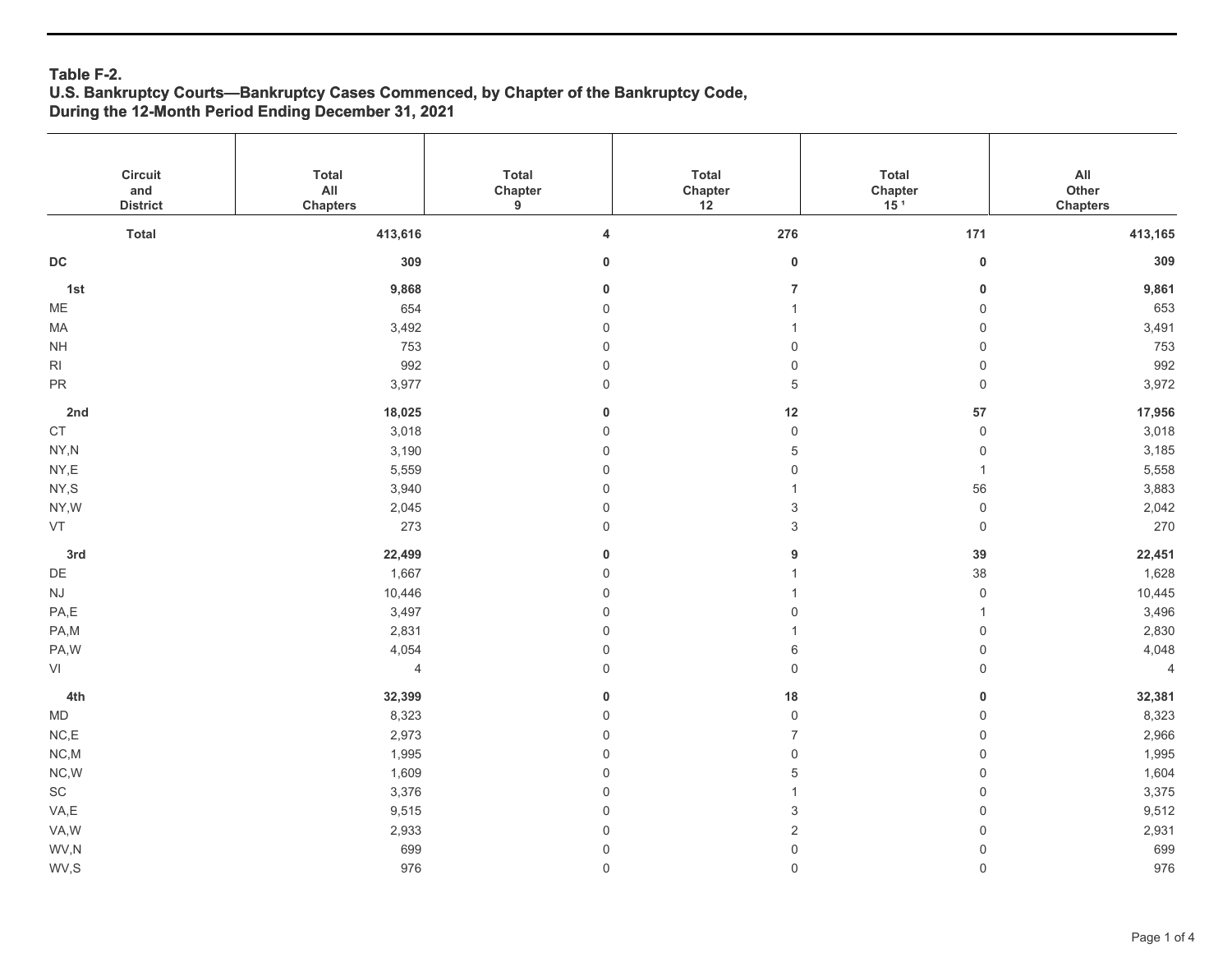**Table F-2.**
**U.S. Bankruptcy Courts—Bankruptcy Cases Commenced, by Chapter of the Bankruptcy Code, During the 12-Month Period Ending December 31, 2021**

| Circuit and District | Total All Chapters | Total Chapter 9 | Total Chapter 12 | Total Chapter 15 [1] | All Other Chapters |
|---|---|---|---|---|---|
| **Total** | **413,616** | **4** | **276** | **171** | **413,165** |
| **DC** | **309** | **0** | **0** | **0** | **309** |
| **1st** | **9,868** | **0** | **7** | **0** | **9,861** |
| ME | 654 | 0 | 1 | 0 | 653 |
| MA | 3,492 | 0 | 1 | 0 | 3,491 |
| NH | 753 | 0 | 0 | 0 | 753 |
| RI | 992 | 0 | 0 | 0 | 992 |
| PR | 3,977 | 0 | 5 | 0 | 3,972 |
| **2nd** | **18,025** | **0** | **12** | **57** | **17,956** |
| CT | 3,018 | 0 | 0 | 0 | 3,018 |
| NY,N | 3,190 | 0 | 5 | 0 | 3,185 |
| NY,E | 5,559 | 0 | 0 | 1 | 5,558 |
| NY,S | 3,940 | 0 | 1 | 56 | 3,883 |
| NY,W | 2,045 | 0 | 3 | 0 | 2,042 |
| VT | 273 | 0 | 3 | 0 | 270 |
| **3rd** | **22,499** | **0** | **9** | **39** | **22,451** |
| DE | 1,667 | 0 | 1 | 38 | 1,628 |
| NJ | 10,446 | 0 | 1 | 0 | 10,445 |
| PA,E | 3,497 | 0 | 0 | 1 | 3,496 |
| PA,M | 2,831 | 0 | 1 | 0 | 2,830 |
| PA,W | 4,054 | 0 | 6 | 0 | 4,048 |
| VI | 4 | 0 | 0 | 0 | 4 |
| **4th** | **32,399** | **0** | **18** | **0** | **32,381** |
| MD | 8,323 | 0 | 0 | 0 | 8,323 |
| NC,E | 2,973 | 0 | 7 | 0 | 2,966 |
| NC,M | 1,995 | 0 | 0 | 0 | 1,995 |
| NC,W | 1,609 | 0 | 5 | 0 | 1,604 |
| SC | 3,376 | 0 | 1 | 0 | 3,375 |
| VA,E | 9,515 | 0 | 3 | 0 | 9,512 |
| VA,W | 2,933 | 0 | 2 | 0 | 2,931 |
| WV,N | 699 | 0 | 0 | 0 | 699 |
| WV,S | 976 | 0 | 0 | 0 | 976 |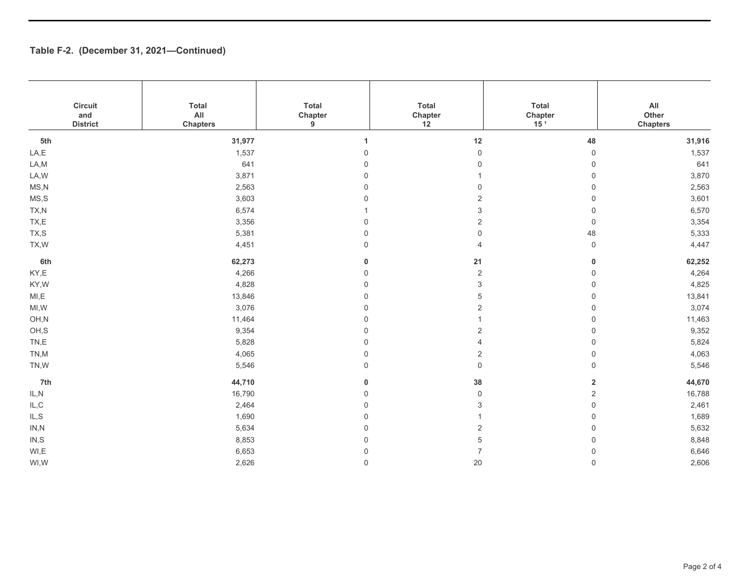### Table F-2. (December 31, 2021—Continued)

| Circuit and District | Total All Chapters | Total Chapter 9 | Total Chapter 12 | Total Chapter 15 [1] | All Other Chapters |
|---|---|---|---|---|---|
| **5th** | **31,977** | **1** | **12** | **48** | **31,916** |
| LA,E | 1,537 | 0 | 0 | 0 | 1,537 |
| LA,M | 641 | 0 | 0 | 0 | 641 |
| LA,W | 3,871 | 0 | 1 | 0 | 3,870 |
| MS,N | 2,563 | 0 | 0 | 0 | 2,563 |
| MS,S | 3,603 | 0 | 2 | 0 | 3,601 |
| TX,N | 6,574 | 1 | 3 | 0 | 6,570 |
| TX,E | 3,356 | 0 | 2 | 0 | 3,354 |
| TX,S | 5,381 | 0 | 0 | 48 | 5,333 |
| TX,W | 4,451 | 0 | 4 | 0 | 4,447 |
| **6th** | **62,273** | **0** | **21** | **0** | **62,252** |
| KY,E | 4,266 | 0 | 2 | 0 | 4,264 |
| KY,W | 4,828 | 0 | 3 | 0 | 4,825 |
| MI,E | 13,846 | 0 | 5 | 0 | 13,841 |
| MI,W | 3,076 | 0 | 2 | 0 | 3,074 |
| OH,N | 11,464 | 0 | 1 | 0 | 11,463 |
| OH,S | 9,354 | 0 | 2 | 0 | 9,352 |
| TN,E | 5,828 | 0 | 4 | 0 | 5,824 |
| TN,M | 4,065 | 0 | 2 | 0 | 4,063 |
| TN,W | 5,546 | 0 | 0 | 0 | 5,546 |
| **7th** | **44,710** | **0** | **38** | **2** | **44,670** |
| IL,N | 16,790 | 0 | 0 | 2 | 16,788 |
| IL,C | 2,464 | 0 | 3 | 0 | 2,461 |
| IL,S | 1,690 | 0 | 1 | 0 | 1,689 |
| IN,N | 5,634 | 0 | 2 | 0 | 5,632 |
| IN,S | 8,853 | 0 | 5 | 0 | 8,848 |
| WI,E | 6,653 | 0 | 7 | 0 | 6,646 |
| WI,W | 2,626 | 0 | 20 | 0 | 2,606 |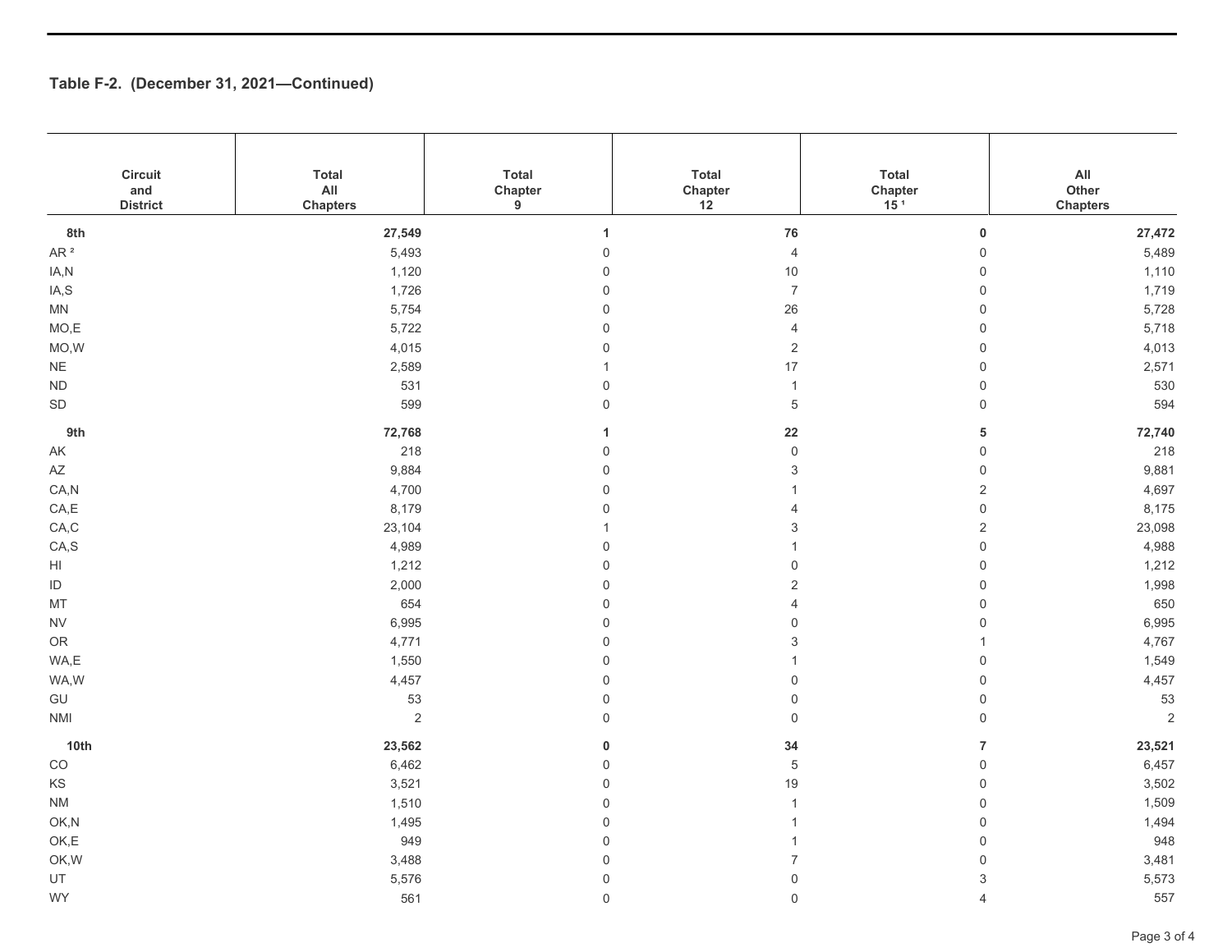**Table F-2. (December 31, 2021—Continued)**

| Circuit and District | Total All Chapters | Total Chapter 9 | Total Chapter 12 | Total Chapter 15 [1] | All Other Chapters |
|---|---|---|---|---|---|
| **8th** | **27,549** | **1** | **76** | **0** | **27,472** |
| AR [2] | 5,493 | 0 | 4 | 0 | 5,489 |
| IA,N | 1,120 | 0 | 10 | 0 | 1,110 |
| IA,S | 1,726 | 0 | 7 | 0 | 1,719 |
| MN | 5,754 | 0 | 26 | 0 | 5,728 |
| MO,E | 5,722 | 0 | 4 | 0 | 5,718 |
| MO,W | 4,015 | 0 | 2 | 0 | 4,013 |
| NE | 2,589 | 1 | 17 | 0 | 2,571 |
| ND | 531 | 0 | 1 | 0 | 530 |
| SD | 599 | 0 | 5 | 0 | 594 |
| **9th** | **72,768** | **1** | **22** | **5** | **72,740** |
| AK | 218 | 0 | 0 | 0 | 218 |
| AZ | 9,884 | 0 | 3 | 0 | 9,881 |
| CA,N | 4,700 | 0 | 1 | 2 | 4,697 |
| CA,E | 8,179 | 0 | 4 | 0 | 8,175 |
| CA,C | 23,104 | 1 | 3 | 2 | 23,098 |
| CA,S | 4,989 | 0 | 1 | 0 | 4,988 |
| HI | 1,212 | 0 | 0 | 0 | 1,212 |
| ID | 2,000 | 0 | 2 | 0 | 1,998 |
| MT | 654 | 0 | 4 | 0 | 650 |
| NV | 6,995 | 0 | 0 | 0 | 6,995 |
| OR | 4,771 | 0 | 3 | 1 | 4,767 |
| WA,E | 1,550 | 0 | 1 | 0 | 1,549 |
| WA,W | 4,457 | 0 | 0 | 0 | 4,457 |
| GU | 53 | 0 | 0 | 0 | 53 |
| NMI | 2 | 0 | 0 | 0 | 2 |
| **10th** | **23,562** | **0** | **34** | **7** | **23,521** |
| CO | 6,462 | 0 | 5 | 0 | 6,457 |
| KS | 3,521 | 0 | 19 | 0 | 3,502 |
| NM | 1,510 | 0 | 1 | 0 | 1,509 |
| OK,N | 1,495 | 0 | 1 | 0 | 1,494 |
| OK,E | 949 | 0 | 1 | 0 | 948 |
| OK,W | 3,488 | 0 | 7 | 0 | 3,481 |
| UT | 5,576 | 0 | 0 | 3 | 5,573 |
| WY | 561 | 0 | 0 | 4 | 557 |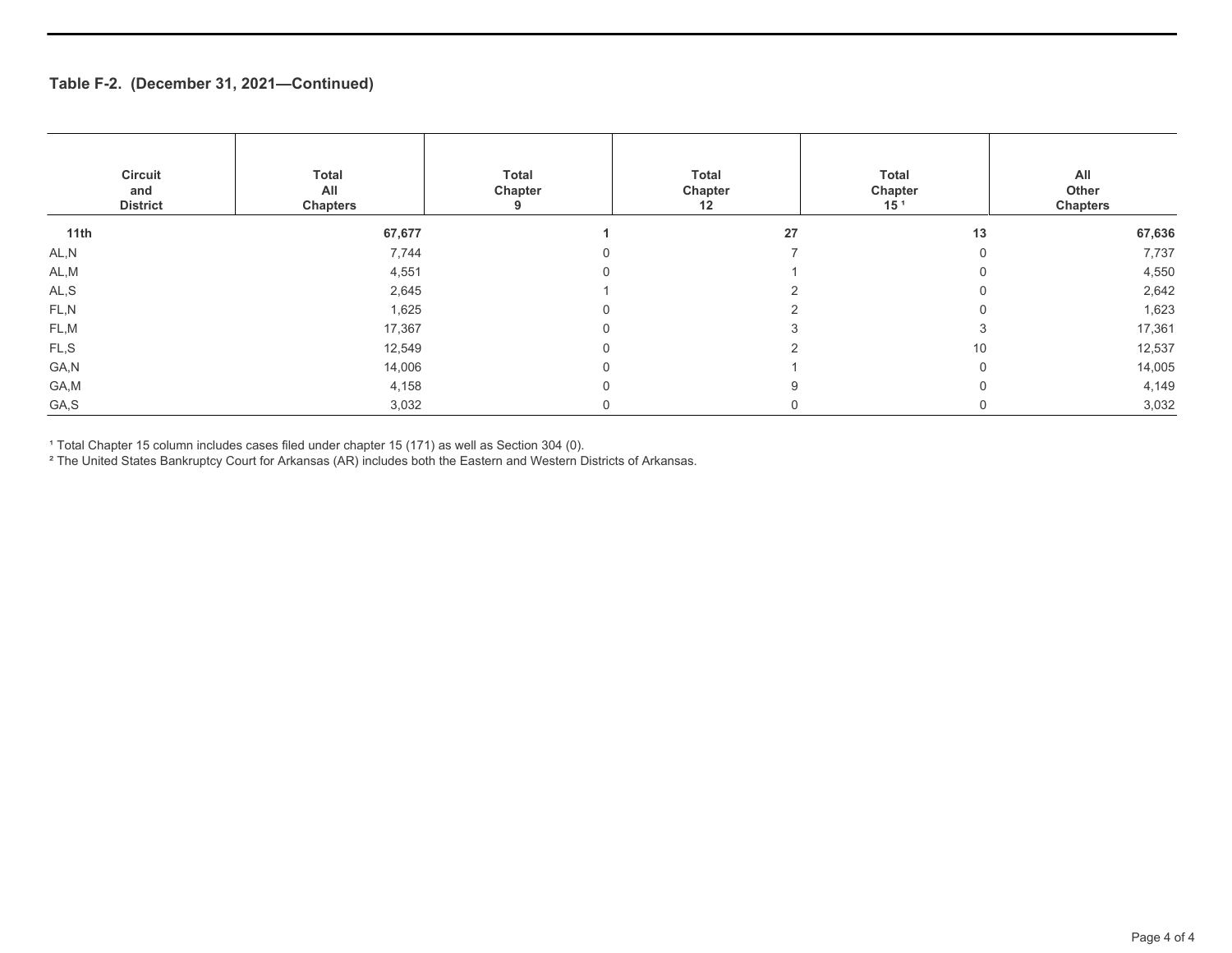### Table F-2. (December 31, 2021—Continued)

| Circuit and District | Total All Chapters | Total Chapter 9 | Total Chapter 12 | Total Chapter 15 [1] | All Other Chapters |
|---|---|---|---|---|---|
| **11th** | **67,677** | **1** | **27** | **13** | **67,636** |
| AL,N | 7,744 | 0 | 7 | 0 | 7,737 |
| AL,M | 4,551 | 0 | 1 | 0 | 4,550 |
| AL,S | 2,645 | 1 | 2 | 0 | 2,642 |
| FL,N | 1,625 | 0 | 2 | 0 | 1,623 |
| FL,M | 17,367 | 0 | 3 | 3 | 17,361 |
| FL,S | 12,549 | 0 | 2 | 10 | 12,537 |
| GA,N | 14,006 | 0 | 1 | 0 | 14,005 |
| GA,M | 4,158 | 0 | 9 | 0 | 4,149 |
| GA,S | 3,032 | 0 | 0 | 0 | 3,032 |

[1] Total Chapter 15 column includes cases filed under chapter 15 (171) as well as Section 304 (0).

[2] The United States Bankruptcy Court for Arkansas (AR) includes both the Eastern and Western Districts of Arkansas.